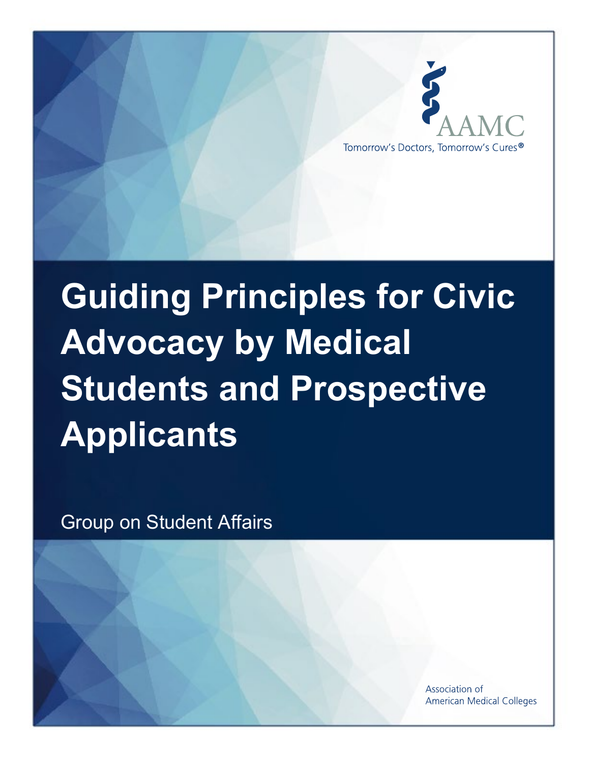AAMC

Tomorrow's Doctors, Tomorrow's Cures®

# Guiding Principles for Civic Advocacy by Medical Students and Prospective Applicants

Group on Student Affairs

Association of American Medical Colleges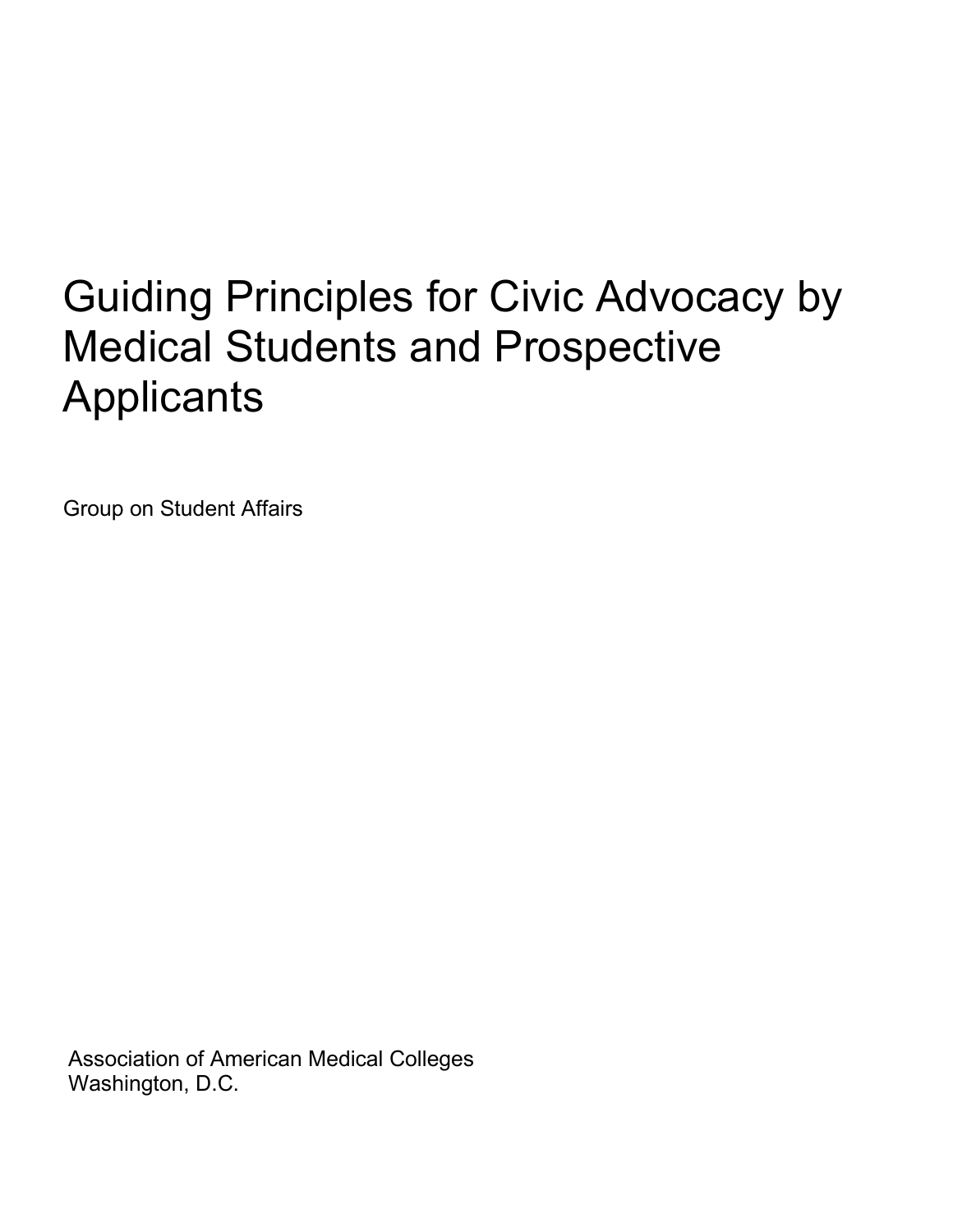# Guiding Principles for Civic Advocacy by Medical Students and Prospective Applicants

Group on Student Affairs

Association of American Medical Colleges
Washington, D.C.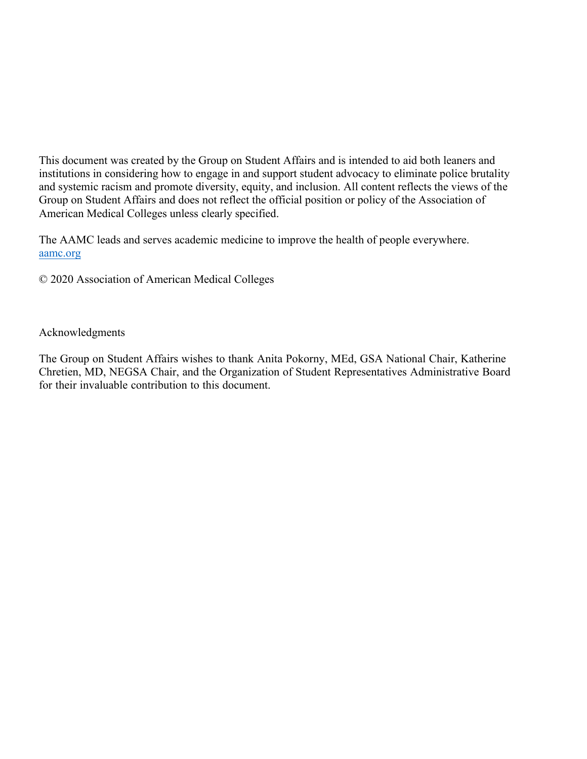This document was created by the Group on Student Affairs and is intended to aid both leaners and institutions in considering how to engage in and support student advocacy to eliminate police brutality and systemic racism and promote diversity, equity, and inclusion. All content reflects the views of the Group on Student Affairs and does not reflect the official position or policy of the Association of American Medical Colleges unless clearly specified.

The AAMC leads and serves academic medicine to improve the health of people everywhere.
[aamc.org](https://www.aamc.org)

© 2020 Association of American Medical Colleges

Acknowledgments

The Group on Student Affairs wishes to thank Anita Pokorny, MEd, GSA National Chair, Katherine Chretien, MD, NEGSA Chair, and the Organization of Student Representatives Administrative Board for their invaluable contribution to this document.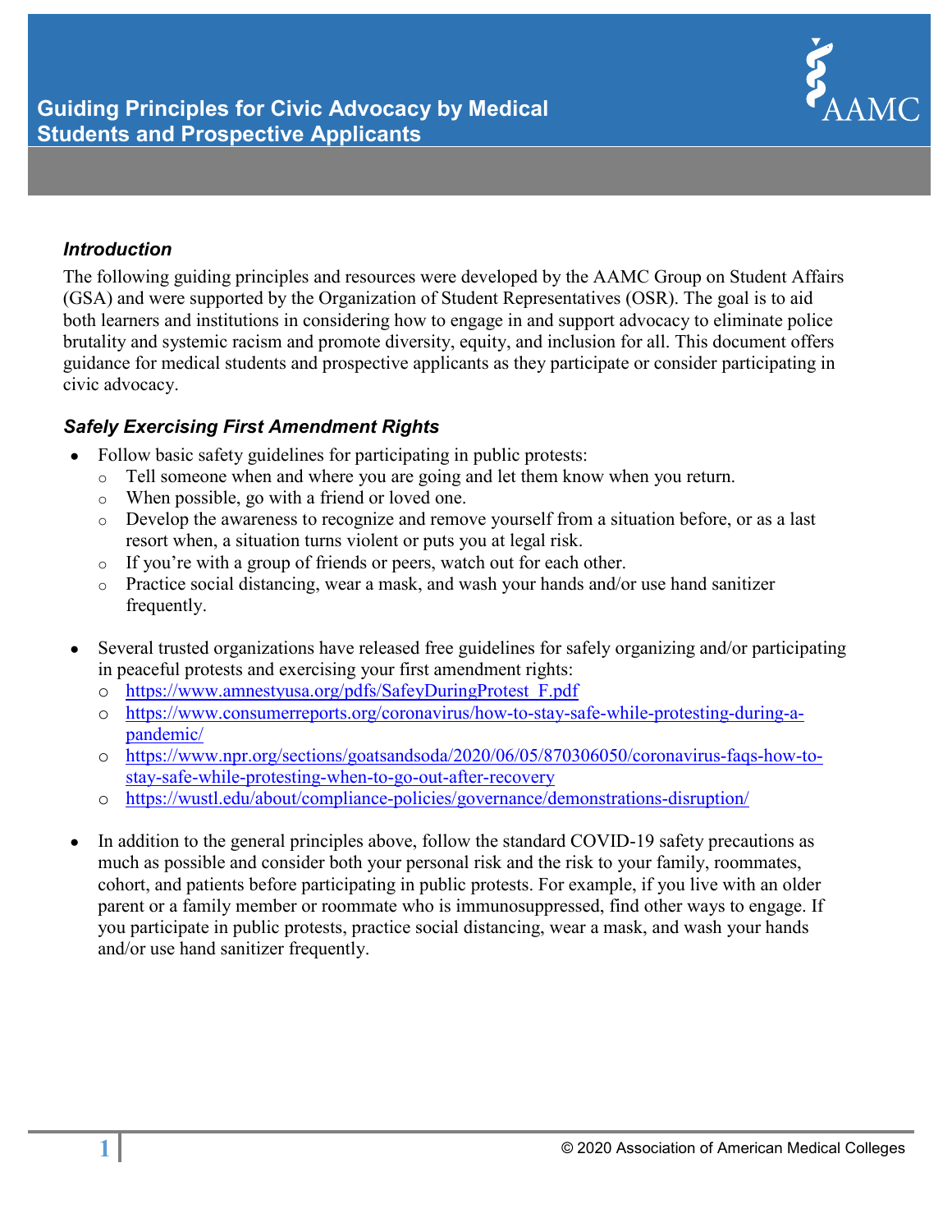# Guiding Principles for Civic Advocacy by Medical Students and Prospective Applicants

### *Introduction*

The following guiding principles and resources were developed by the AAMC Group on Student Affairs (GSA) and were supported by the Organization of Student Representatives (OSR). The goal is to aid both learners and institutions in considering how to engage in and support advocacy to eliminate police brutality and systemic racism and promote diversity, equity, and inclusion for all. This document offers guidance for medical students and prospective applicants as they participate or consider participating in civic advocacy.

### *Safely Exercising First Amendment Rights*

- Follow basic safety guidelines for participating in public protests:
  - Tell someone when and where you are going and let them know when you return.
  - When possible, go with a friend or loved one.
  - Develop the awareness to recognize and remove yourself from a situation before, or as a last resort when, a situation turns violent or puts you at legal risk.
  - If you're with a group of friends or peers, watch out for each other.
  - Practice social distancing, wear a mask, and wash your hands and/or use hand sanitizer frequently.

- Several trusted organizations have released free guidelines for safely organizing and/or participating in peaceful protests and exercising your first amendment rights:
  - https://www.amnestyusa.org/pdfs/SafeyDuringProtest_F.pdf
  - https://www.consumerreports.org/coronavirus/how-to-stay-safe-while-protesting-during-a-pandemic/
  - https://www.npr.org/sections/goatsandsoda/2020/06/05/870306050/coronavirus-faqs-how-to-stay-safe-while-protesting-when-to-go-out-after-recovery
  - https://wustl.edu/about/compliance-policies/governance/demonstrations-disruption/

- In addition to the general principles above, follow the standard COVID-19 safety precautions as much as possible and consider both your personal risk and the risk to your family, roommates, cohort, and patients before participating in public protests. For example, if you live with an older parent or a family member or roommate who is immunosuppressed, find other ways to engage. If you participate in public protests, practice social distancing, wear a mask, and wash your hands and/or use hand sanitizer frequently.

© 2020 Association of American Medical Colleges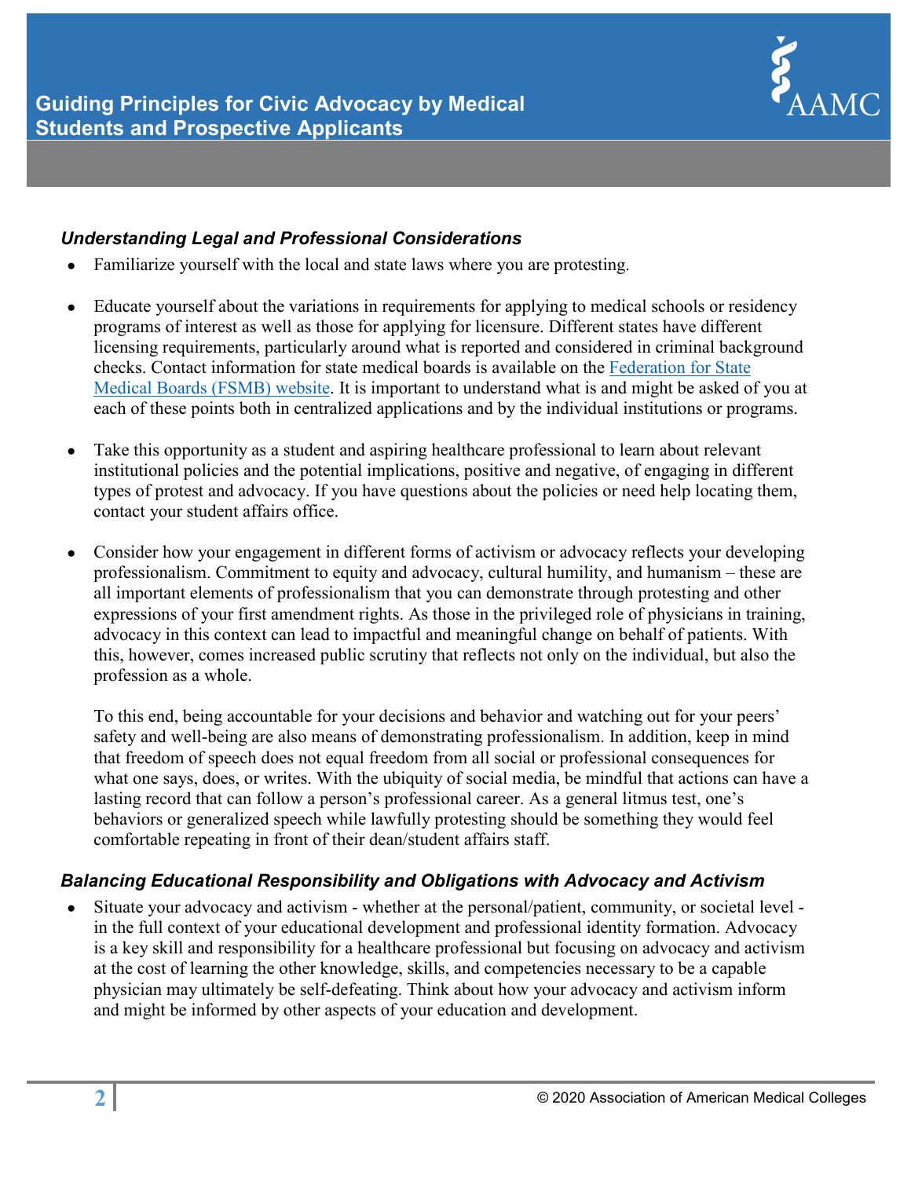### *Understanding Legal and Professional Considerations*

- Familiarize yourself with the local and state laws where you are protesting.

- Educate yourself about the variations in requirements for applying to medical schools or residency programs of interest as well as those for applying for licensure. Different states have different licensing requirements, particularly around what is reported and considered in criminal background checks. Contact information for state medical boards is available on the [Federation for State Medical Boards (FSMB) website](). It is important to understand what is and might be asked of you at each of these points both in centralized applications and by the individual institutions or programs.

- Take this opportunity as a student and aspiring healthcare professional to learn about relevant institutional policies and the potential implications, positive and negative, of engaging in different types of protest and advocacy. If you have questions about the policies or need help locating them, contact your student affairs office.

- Consider how your engagement in different forms of activism or advocacy reflects your developing professionalism. Commitment to equity and advocacy, cultural humility, and humanism – these are all important elements of professionalism that you can demonstrate through protesting and other expressions of your first amendment rights. As those in the privileged role of physicians in training, advocacy in this context can lead to impactful and meaningful change on behalf of patients. With this, however, comes increased public scrutiny that reflects not only on the individual, but also the profession as a whole.

  To this end, being accountable for your decisions and behavior and watching out for your peers' safety and well-being are also means of demonstrating professionalism. In addition, keep in mind that freedom of speech does not equal freedom from all social or professional consequences for what one says, does, or writes. With the ubiquity of social media, be mindful that actions can have a lasting record that can follow a person's professional career. As a general litmus test, one's behaviors or generalized speech while lawfully protesting should be something they would feel comfortable repeating in front of their dean/student affairs staff.

### *Balancing Educational Responsibility and Obligations with Advocacy and Activism*

- Situate your advocacy and activism - whether at the personal/patient, community, or societal level - in the full context of your educational development and professional identity formation. Advocacy is a key skill and responsibility for a healthcare professional but focusing on advocacy and activism at the cost of learning the other knowledge, skills, and competencies necessary to be a capable physician may ultimately be self-defeating. Think about how your advocacy and activism inform and might be informed by other aspects of your education and development.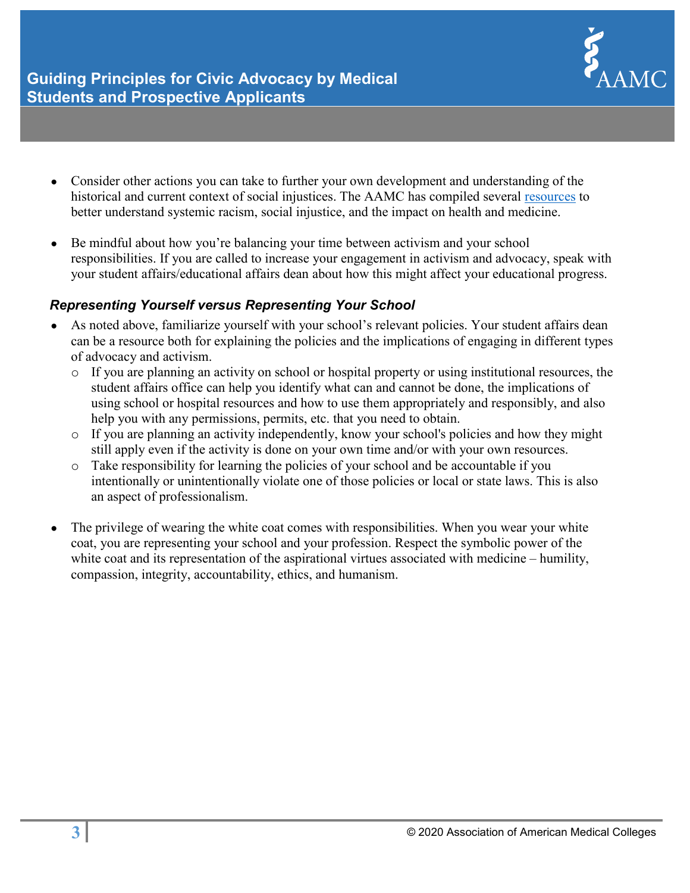- Consider other actions you can take to further your own development and understanding of the historical and current context of social injustices. The AAMC has compiled several resources to better understand systemic racism, social injustice, and the impact on health and medicine.

- Be mindful about how you're balancing your time between activism and your school responsibilities. If you are called to increase your engagement in activism and advocacy, speak with your student affairs/educational affairs dean about how this might affect your educational progress.

### *Representing Yourself versus Representing Your School*

- As noted above, familiarize yourself with your school's relevant policies. Your student affairs dean can be a resource both for explaining the policies and the implications of engaging in different types of advocacy and activism.
  - If you are planning an activity on school or hospital property or using institutional resources, the student affairs office can help you identify what can and cannot be done, the implications of using school or hospital resources and how to use them appropriately and responsibly, and also help you with any permissions, permits, etc. that you need to obtain.
  - If you are planning an activity independently, know your school's policies and how they might still apply even if the activity is done on your own time and/or with your own resources.
  - Take responsibility for learning the policies of your school and be accountable if you intentionally or unintentionally violate one of those policies or local or state laws. This is also an aspect of professionalism.

- The privilege of wearing the white coat comes with responsibilities. When you wear your white coat, you are representing your school and your profession. Respect the symbolic power of the white coat and its representation of the aspirational virtues associated with medicine – humility, compassion, integrity, accountability, ethics, and humanism.